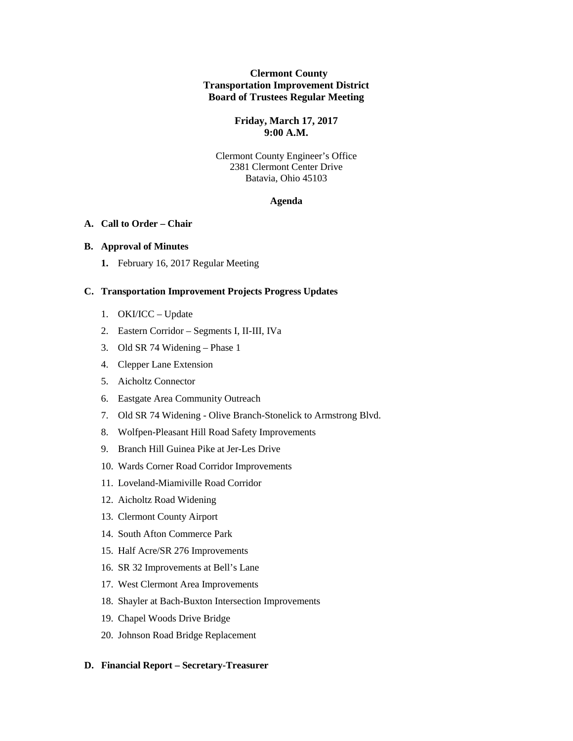**Clermont County**
**Transportation Improvement District**
**Board of Trustees Regular Meeting**

**Friday, March 17, 2017**
**9:00 A.M.**

Clermont County Engineer's Office
2381 Clermont Center Drive
Batavia, Ohio 45103

**Agenda**

**A. Call to Order – Chair**

**B. Approval of Minutes**

1. February 16, 2017 Regular Meeting

**C. Transportation Improvement Projects Progress Updates**

1. OKI/ICC – Update
2. Eastern Corridor – Segments I, II-III, IVa
3. Old SR 74 Widening – Phase 1
4. Clepper Lane Extension
5. Aicholtz Connector
6. Eastgate Area Community Outreach
7. Old SR 74 Widening - Olive Branch-Stonelick to Armstrong Blvd.
8. Wolfpen-Pleasant Hill Road Safety Improvements
9. Branch Hill Guinea Pike at Jer-Les Drive
10. Wards Corner Road Corridor Improvements
11. Loveland-Miamiville Road Corridor
12. Aicholtz Road Widening
13. Clermont County Airport
14. South Afton Commerce Park
15. Half Acre/SR 276 Improvements
16. SR 32 Improvements at Bell's Lane
17. West Clermont Area Improvements
18. Shayler at Bach-Buxton Intersection Improvements
19. Chapel Woods Drive Bridge
20. Johnson Road Bridge Replacement

**D. Financial Report – Secretary-Treasurer**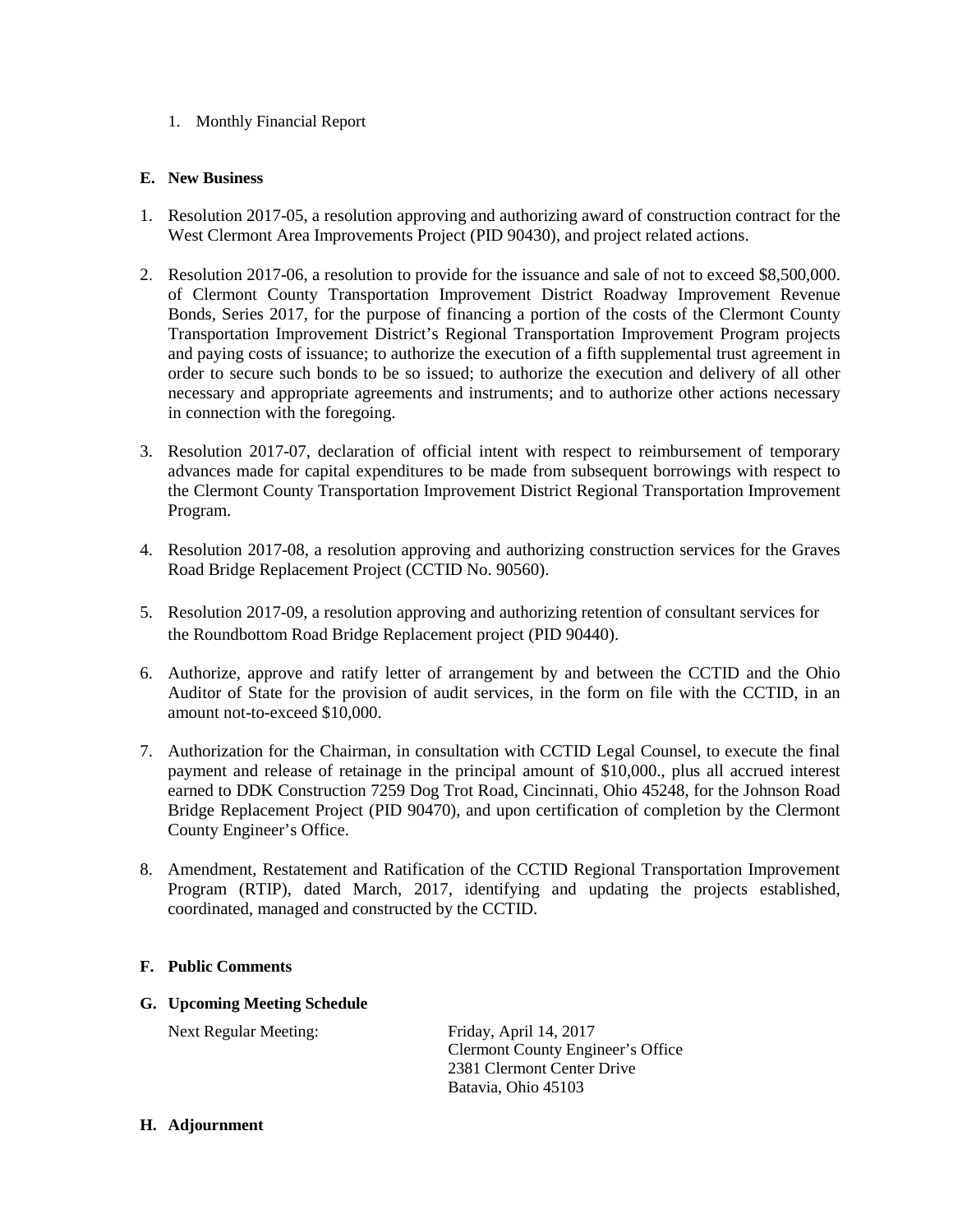1. Monthly Financial Report

**E. New Business**

1. Resolution 2017-05, a resolution approving and authorizing award of construction contract for the West Clermont Area Improvements Project (PID 90430), and project related actions.

2. Resolution 2017-06, a resolution to provide for the issuance and sale of not to exceed $8,500,000. of Clermont County Transportation Improvement District Roadway Improvement Revenue Bonds, Series 2017, for the purpose of financing a portion of the costs of the Clermont County Transportation Improvement District's Regional Transportation Improvement Program projects and paying costs of issuance; to authorize the execution of a fifth supplemental trust agreement in order to secure such bonds to be so issued; to authorize the execution and delivery of all other necessary and appropriate agreements and instruments; and to authorize other actions necessary in connection with the foregoing.

3. Resolution 2017-07, declaration of official intent with respect to reimbursement of temporary advances made for capital expenditures to be made from subsequent borrowings with respect to the Clermont County Transportation Improvement District Regional Transportation Improvement Program.

4. Resolution 2017-08, a resolution approving and authorizing construction services for the Graves Road Bridge Replacement Project (CCTID No. 90560).

5. Resolution 2017-09, a resolution approving and authorizing retention of consultant services for the Roundbottom Road Bridge Replacement project (PID 90440).

6. Authorize, approve and ratify letter of arrangement by and between the CCTID and the Ohio Auditor of State for the provision of audit services, in the form on file with the CCTID, in an amount not-to-exceed $10,000.

7. Authorization for the Chairman, in consultation with CCTID Legal Counsel, to execute the final payment and release of retainage in the principal amount of $10,000., plus all accrued interest earned to DDK Construction 7259 Dog Trot Road, Cincinnati, Ohio 45248, for the Johnson Road Bridge Replacement Project (PID 90470), and upon certification of completion by the Clermont County Engineer's Office.

8. Amendment, Restatement and Ratification of the CCTID Regional Transportation Improvement Program (RTIP), dated March, 2017, identifying and updating the projects established, coordinated, managed and constructed by the CCTID.

**F. Public Comments**

**G. Upcoming Meeting Schedule**

Next Regular Meeting: Friday, April 14, 2017
Clermont County Engineer's Office
2381 Clermont Center Drive
Batavia, Ohio 45103

**H. Adjournment**